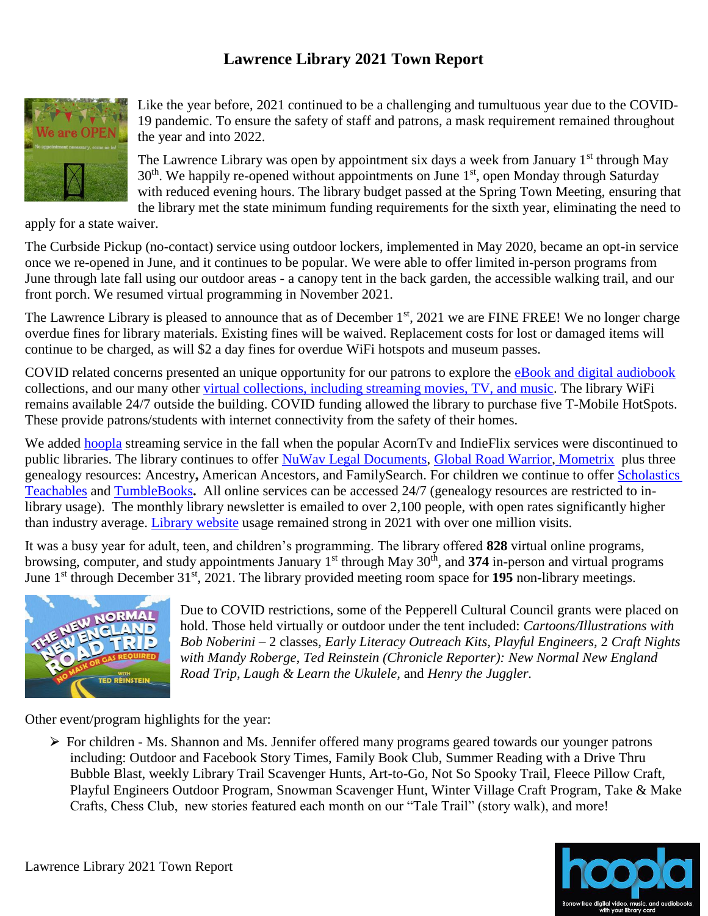# Lawrence Library 2021 Town Report

Like the year before, 2021 continued to be a challenging and tumultuous year due to the COVID-19 pandemic. To ensure the safety of staff and patrons, a mask requirement remained throughout the year and into 2022.

The Lawrence Library was open by appointment six days a week from January 1st through May 30th. We happily re-opened without appointments on June 1st, open Monday through Saturday with reduced evening hours. The library budget passed at the Spring Town Meeting, ensuring that the library met the state minimum funding requirements for the sixth year, eliminating the need to apply for a state waiver.

The Curbside Pickup (no-contact) service using outdoor lockers, implemented in May 2020, became an opt-in service once we re-opened in June, and it continues to be popular. We were able to offer limited in-person programs from June through late fall using our outdoor areas - a canopy tent in the back garden, the accessible walking trail, and our front porch. We resumed virtual programming in November 2021.

The Lawrence Library is pleased to announce that as of December 1st, 2021 we are FINE FREE! We no longer charge overdue fines for library materials. Existing fines will be waived. Replacement costs for lost or damaged items will continue to be charged, as will $2 a day fines for overdue WiFi hotspots and museum passes.

COVID related concerns presented an unique opportunity for our patrons to explore the eBook and digital audiobook collections, and our many other virtual collections, including streaming movies, TV, and music. The library WiFi remains available 24/7 outside the building. COVID funding allowed the library to purchase five T-Mobile HotSpots. These provide patrons/students with internet connectivity from the safety of their homes.

We added hoopla streaming service in the fall when the popular AcornTv and IndieFlix services were discontinued to public libraries. The library continues to offer NuWav Legal Documents, Global Road Warrior, Mometrix plus three genealogy resources: Ancestry, American Ancestors, and FamilySearch. For children we continue to offer Scholastics Teachables and TumbleBooks. All online services can be accessed 24/7 (genealogy resources are restricted to in-library usage). The monthly library newsletter is emailed to over 2,100 people, with open rates significantly higher than industry average. Library website usage remained strong in 2021 with over one million visits.

It was a busy year for adult, teen, and children's programming. The library offered **828** virtual online programs, browsing, computer, and study appointments January 1st through May 30th, and **374** in-person and virtual programs June 1st through December 31st, 2021. The library provided meeting room space for **195** non-library meetings.

Due to COVID restrictions, some of the Pepperell Cultural Council grants were placed on hold. Those held virtually or outdoor under the tent included: *Cartoons/Illustrations with Bob Noberini* – 2 classes, *Early Literacy Outreach Kits, Playful Engineers,* 2 *Craft Nights with Mandy Roberge, Ted Reinstein (Chronicle Reporter): New Normal New England Road Trip, Laugh & Learn the Ukulele,* and *Henry the Juggler.*

Other event/program highlights for the year:

- For children - Ms. Shannon and Ms. Jennifer offered many programs geared towards our younger patrons including: Outdoor and Facebook Story Times, Family Book Club, Summer Reading with a Drive Thru Bubble Blast, weekly Library Trail Scavenger Hunts, Art-to-Go, Not So Spooky Trail, Fleece Pillow Craft, Playful Engineers Outdoor Program, Snowman Scavenger Hunt, Winter Village Craft Program, Take & Make Crafts, Chess Club, new stories featured each month on our "Tale Trail" (story walk), and more!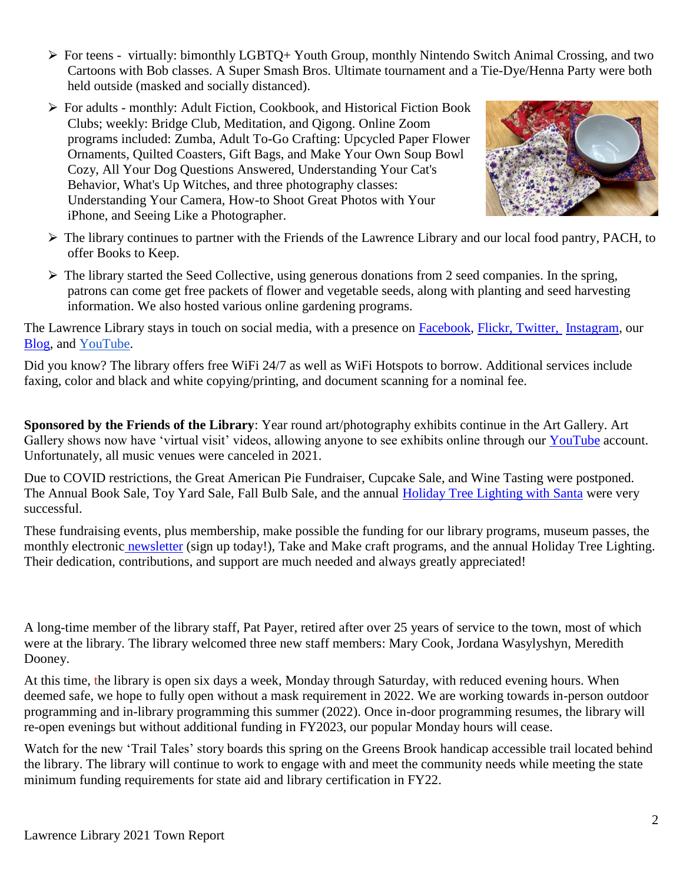- For teens - virtually: bimonthly LGBTQ+ Youth Group, monthly Nintendo Switch Animal Crossing, and two Cartoons with Bob classes. A Super Smash Bros. Ultimate tournament and a Tie-Dye/Henna Party were both held outside (masked and socially distanced).
- For adults - monthly: Adult Fiction, Cookbook, and Historical Fiction Book Clubs; weekly: Bridge Club, Meditation, and Qigong. Online Zoom programs included: Zumba, Adult To-Go Crafting: Upcycled Paper Flower Ornaments, Quilted Coasters, Gift Bags, and Make Your Own Soup Bowl Cozy, All Your Dog Questions Answered, Understanding Your Cat's Behavior, What's Up Witches, and three photography classes: Understanding Your Camera, How-to Shoot Great Photos with Your iPhone, and Seeing Like a Photographer.
- The library continues to partner with the Friends of the Lawrence Library and our local food pantry, PACH, to offer Books to Keep.
- The library started the Seed Collective, using generous donations from 2 seed companies. In the spring, patrons can come get free packets of flower and vegetable seeds, along with planting and seed harvesting information. We also hosted various online gardening programs.

The Lawrence Library stays in touch on social media, with a presence on Facebook, Flickr, Twitter, Instagram, our Blog, and YouTube.

Did you know? The library offers free WiFi 24/7 as well as WiFi Hotspots to borrow. Additional services include faxing, color and black and white copying/printing, and document scanning for a nominal fee.

**Sponsored by the Friends of the Library**: Year round art/photography exhibits continue in the Art Gallery. Art Gallery shows now have 'virtual visit' videos, allowing anyone to see exhibits online through our YouTube account. Unfortunately, all music venues were canceled in 2021.

Due to COVID restrictions, the Great American Pie Fundraiser, Cupcake Sale, and Wine Tasting were postponed. The Annual Book Sale, Toy Yard Sale, Fall Bulb Sale, and the annual Holiday Tree Lighting with Santa were very successful.

These fundraising events, plus membership, make possible the funding for our library programs, museum passes, the monthly electronic newsletter (sign up today!), Take and Make craft programs, and the annual Holiday Tree Lighting. Their dedication, contributions, and support are much needed and always greatly appreciated!

A long-time member of the library staff, Pat Payer, retired after over 25 years of service to the town, most of which were at the library. The library welcomed three new staff members: Mary Cook, Jordana Wasylyshyn, Meredith Dooney.

At this time, the library is open six days a week, Monday through Saturday, with reduced evening hours. When deemed safe, we hope to fully open without a mask requirement in 2022. We are working towards in-person outdoor programming and in-library programming this summer (2022). Once in-door programming resumes, the library will re-open evenings but without additional funding in FY2023, our popular Monday hours will cease.

Watch for the new 'Trail Tales' story boards this spring on the Greens Brook handicap accessible trail located behind the library. The library will continue to work to engage with and meet the community needs while meeting the state minimum funding requirements for state aid and library certification in FY22.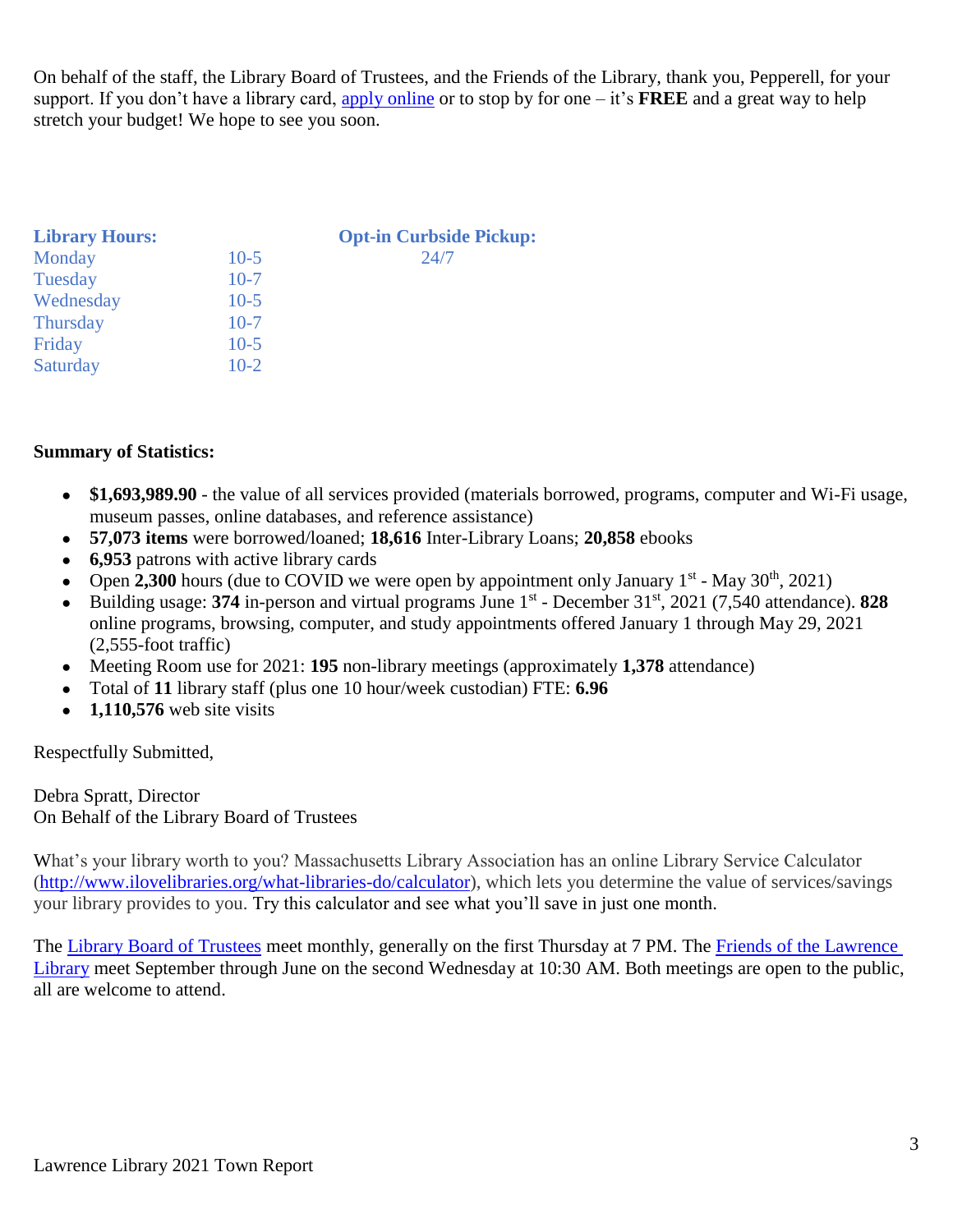On behalf of the staff, the Library Board of Trustees, and the Friends of the Library, thank you, Pepperell, for your support. If you don't have a library card, apply online or to stop by for one – it's **FREE** and a great way to help stretch your budget! We hope to see you soon.

| **Library Hours:** | | **Opt-in Curbside Pickup:** |
| --- | --- | --- |
| Monday | 10-5 | 24/7 |
| Tuesday | 10-7 | |
| Wednesday | 10-5 | |
| Thursday | 10-7 | |
| Friday | 10-5 | |
| Saturday | 10-2 | |

**Summary of Statistics:**

- **$1,693,989.90** - the value of all services provided (materials borrowed, programs, computer and Wi-Fi usage, museum passes, online databases, and reference assistance)
- **57,073 items** were borrowed/loaned; **18,616** Inter-Library Loans; **20,858** ebooks
- **6,953** patrons with active library cards
- Open **2,300** hours (due to COVID we were open by appointment only January 1st - May 30th, 2021)
- Building usage: **374** in-person and virtual programs June 1st - December 31st, 2021 (7,540 attendance). **828** online programs, browsing, computer, and study appointments offered January 1 through May 29, 2021 (2,555-foot traffic)
- Meeting Room use for 2021: **195** non-library meetings (approximately **1,378** attendance)
- Total of **11** library staff (plus one 10 hour/week custodian) FTE: **6.96**
- **1,110,576** web site visits

Respectfully Submitted,

Debra Spratt, Director
On Behalf of the Library Board of Trustees

What's your library worth to you? Massachusetts Library Association has an online Library Service Calculator (http://www.ilovelibraries.org/what-libraries-do/calculator), which lets you determine the value of services/savings your library provides to you. Try this calculator and see what you'll save in just one month.

The Library Board of Trustees meet monthly, generally on the first Thursday at 7 PM. The Friends of the Lawrence Library meet September through June on the second Wednesday at 10:30 AM. Both meetings are open to the public, all are welcome to attend.